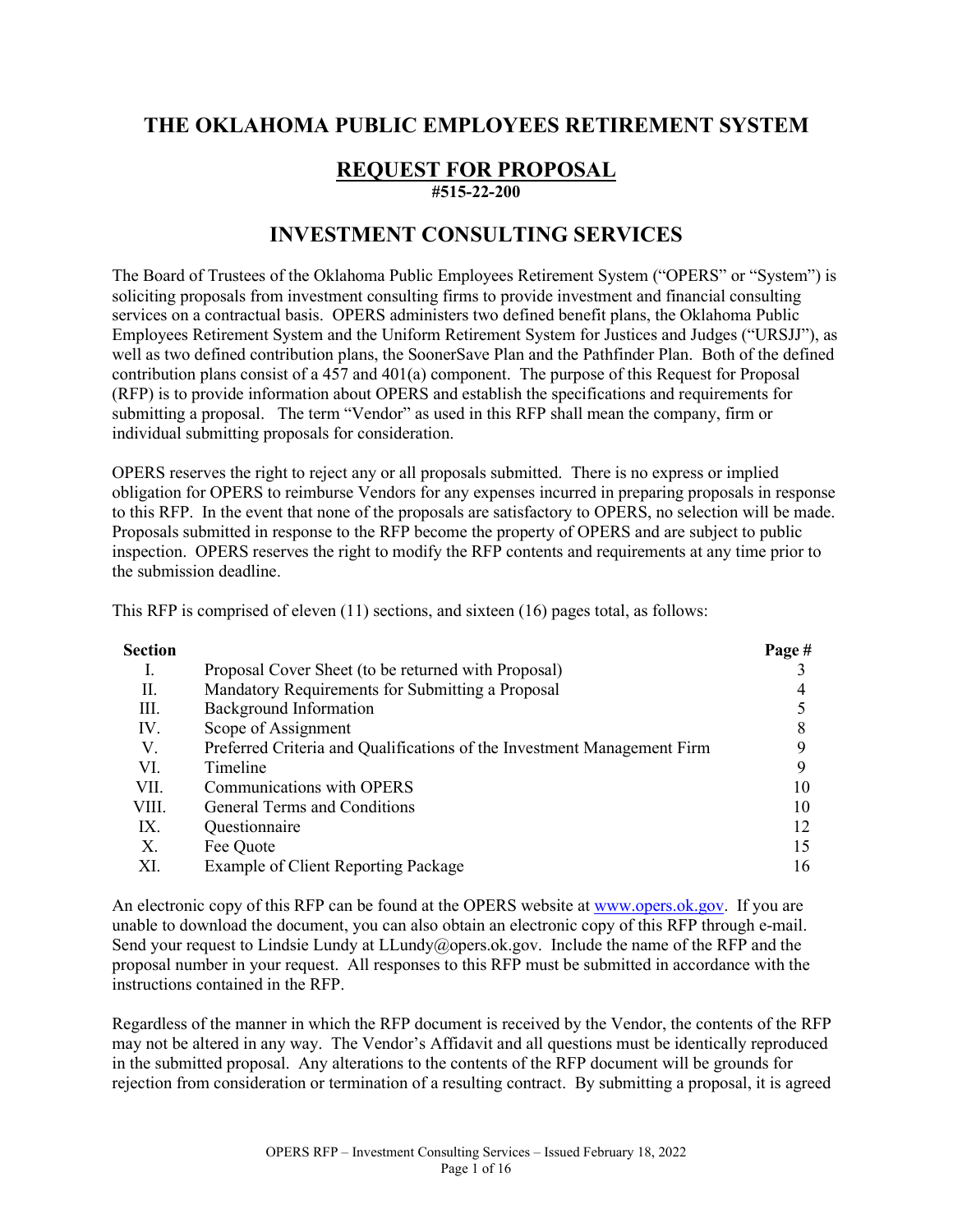# THE OKLAHOMA PUBLIC EMPLOYEES RETIREMENT SYSTEM

## REQUEST FOR PROPOSAL

**#515-22-200**

## INVESTMENT CONSULTING SERVICES

The Board of Trustees of the Oklahoma Public Employees Retirement System ("OPERS" or "System") is soliciting proposals from investment consulting firms to provide investment and financial consulting services on a contractual basis. OPERS administers two defined benefit plans, the Oklahoma Public Employees Retirement System and the Uniform Retirement System for Justices and Judges ("URSJJ"), as well as two defined contribution plans, the SoonerSave Plan and the Pathfinder Plan. Both of the defined contribution plans consist of a 457 and 401(a) component. The purpose of this Request for Proposal (RFP) is to provide information about OPERS and establish the specifications and requirements for submitting a proposal. The term "Vendor" as used in this RFP shall mean the company, firm or individual submitting proposals for consideration.

OPERS reserves the right to reject any or all proposals submitted. There is no express or implied obligation for OPERS to reimburse Vendors for any expenses incurred in preparing proposals in response to this RFP. In the event that none of the proposals are satisfactory to OPERS, no selection will be made. Proposals submitted in response to the RFP become the property of OPERS and are subject to public inspection. OPERS reserves the right to modify the RFP contents and requirements at any time prior to the submission deadline.

This RFP is comprised of eleven (11) sections, and sixteen (16) pages total, as follows:

| Section | | Page # |
|---|---|---|
| I. | Proposal Cover Sheet (to be returned with Proposal) | 3 |
| II. | Mandatory Requirements for Submitting a Proposal | 4 |
| III. | Background Information | 5 |
| IV. | Scope of Assignment | 8 |
| V. | Preferred Criteria and Qualifications of the Investment Management Firm | 9 |
| VI. | Timeline | 9 |
| VII. | Communications with OPERS | 10 |
| VIII. | General Terms and Conditions | 10 |
| IX. | Questionnaire | 12 |
| X. | Fee Quote | 15 |
| XI. | Example of Client Reporting Package | 16 |

An electronic copy of this RFP can be found at the OPERS website at www.opers.ok.gov. If you are unable to download the document, you can also obtain an electronic copy of this RFP through e-mail. Send your request to Lindsie Lundy at LLundy@opers.ok.gov. Include the name of the RFP and the proposal number in your request. All responses to this RFP must be submitted in accordance with the instructions contained in the RFP.

Regardless of the manner in which the RFP document is received by the Vendor, the contents of the RFP may not be altered in any way. The Vendor's Affidavit and all questions must be identically reproduced in the submitted proposal. Any alterations to the contents of the RFP document will be grounds for rejection from consideration or termination of a resulting contract. By submitting a proposal, it is agreed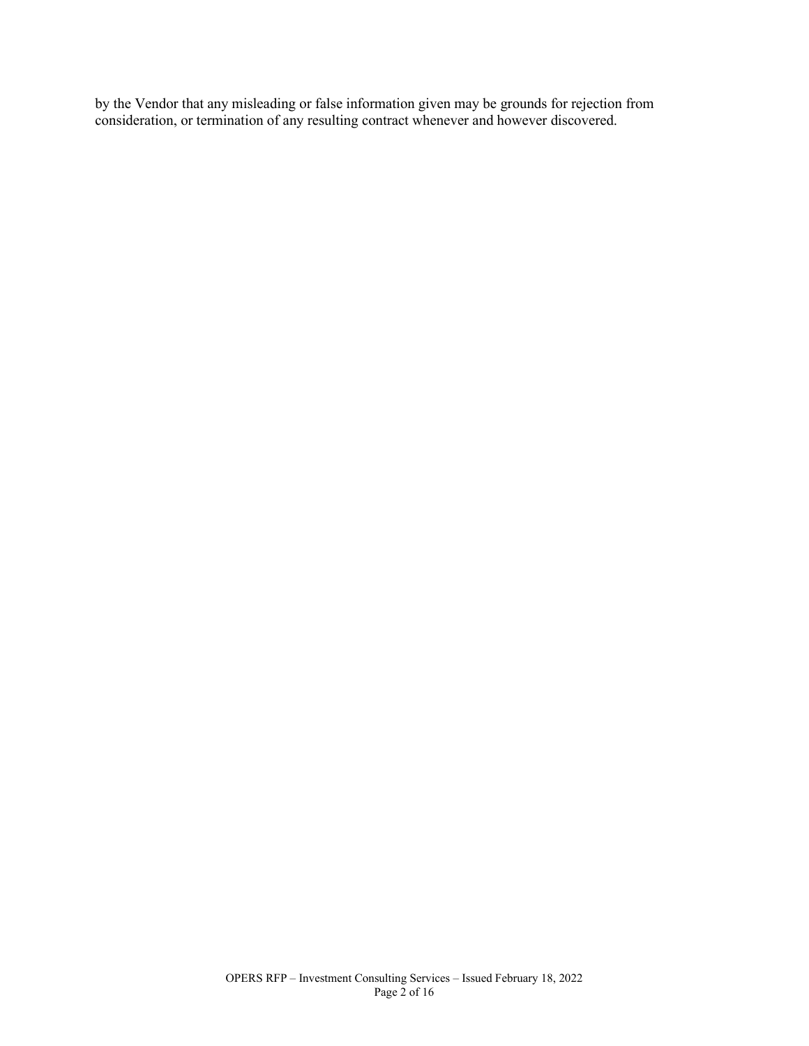by the Vendor that any misleading or false information given may be grounds for rejection from consideration, or termination of any resulting contract whenever and however discovered.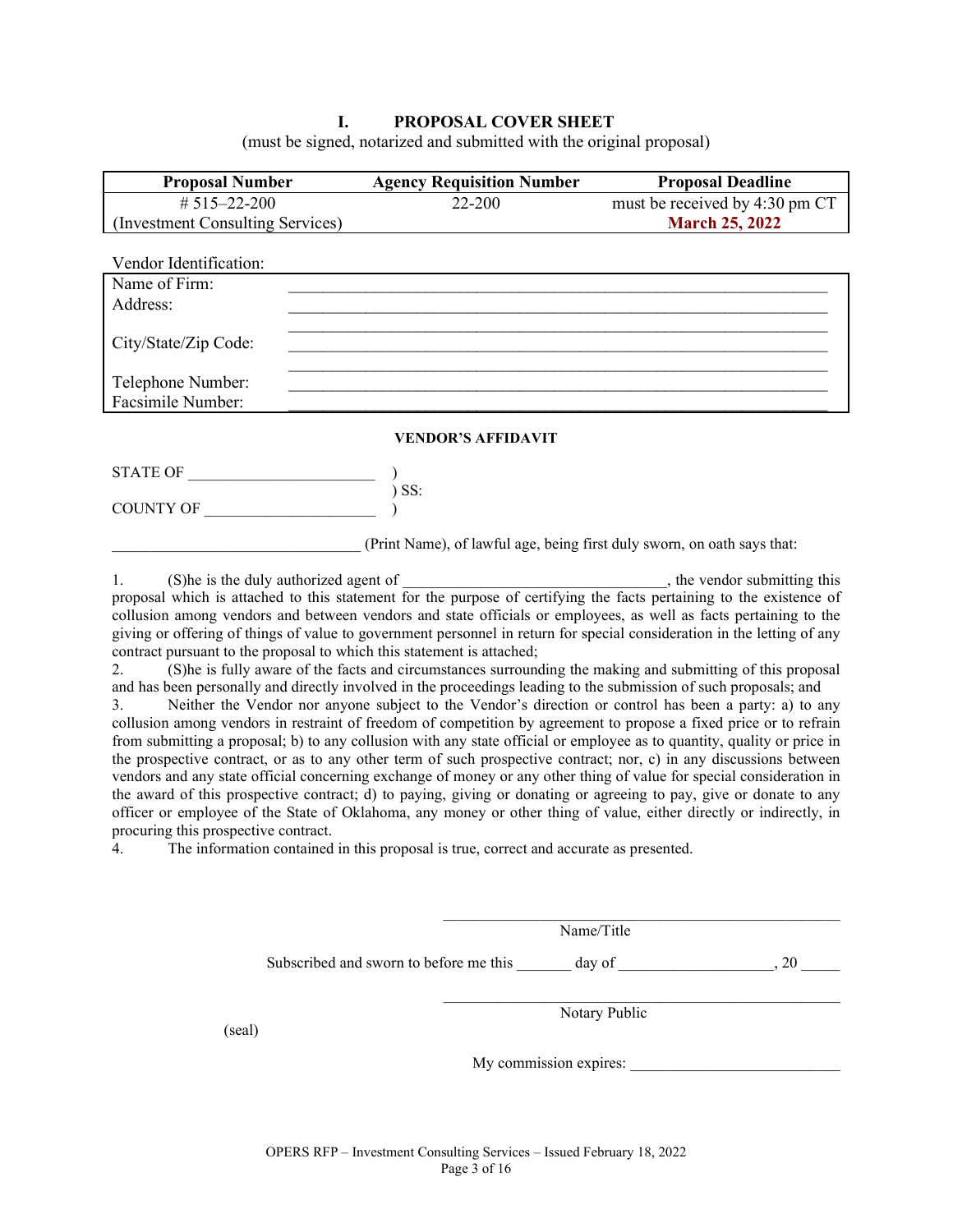# I. PROPOSAL COVER SHEET

(must be signed, notarized and submitted with the original proposal)

| Proposal Number | Agency Requisition Number | Proposal Deadline |
|---|---|---|
| # 515–22-200 (Investment Consulting Services) | 22-200 | must be received by 4:30 pm CT **March 25, 2022** |

Vendor Identification:

| | |
|---|---|
| Name of Firm: | ________________________________ |
| Address: | ________________________________ |
| | ________________________________ |
| City/State/Zip Code: | ________________________________ |
| | ________________________________ |
| Telephone Number: | ________________________________ |
| Facsimile Number: | ________________________________ |

**VENDOR'S AFFIDAVIT**

STATE OF _______________________ )
) SS:
COUNTY OF _____________________ )

________________________________ (Print Name), of lawful age, being first duly sworn, on oath says that:

1. (S)he is the duly authorized agent of _________________________________, the vendor submitting this proposal which is attached to this statement for the purpose of certifying the facts pertaining to the existence of collusion among vendors and between vendors and state officials or employees, as well as facts pertaining to the giving or offering of things of value to government personnel in return for special consideration in the letting of any contract pursuant to the proposal to which this statement is attached;
2. (S)he is fully aware of the facts and circumstances surrounding the making and submitting of this proposal and has been personally and directly involved in the proceedings leading to the submission of such proposals; and
3. Neither the Vendor nor anyone subject to the Vendor's direction or control has been a party: a) to any collusion among vendors in restraint of freedom of competition by agreement to propose a fixed price or to refrain from submitting a proposal; b) to any collusion with any state official or employee as to quantity, quality or price in the prospective contract, or as to any other term of such prospective contract; nor, c) in any discussions between vendors and any state official concerning exchange of money or any other thing of value for special consideration in the award of this prospective contract; d) to paying, giving or donating or agreeing to pay, give or donate to any officer or employee of the State of Oklahoma, any money or other thing of value, either directly or indirectly, in procuring this prospective contract.
4. The information contained in this proposal is true, correct and accurate as presented.

__________________________________________________
Name/Title

Subscribed and sworn to before me this _______ day of ___________________, 20 _____

__________________________________________________
Notary Public

(seal)

My commission expires: ___________________________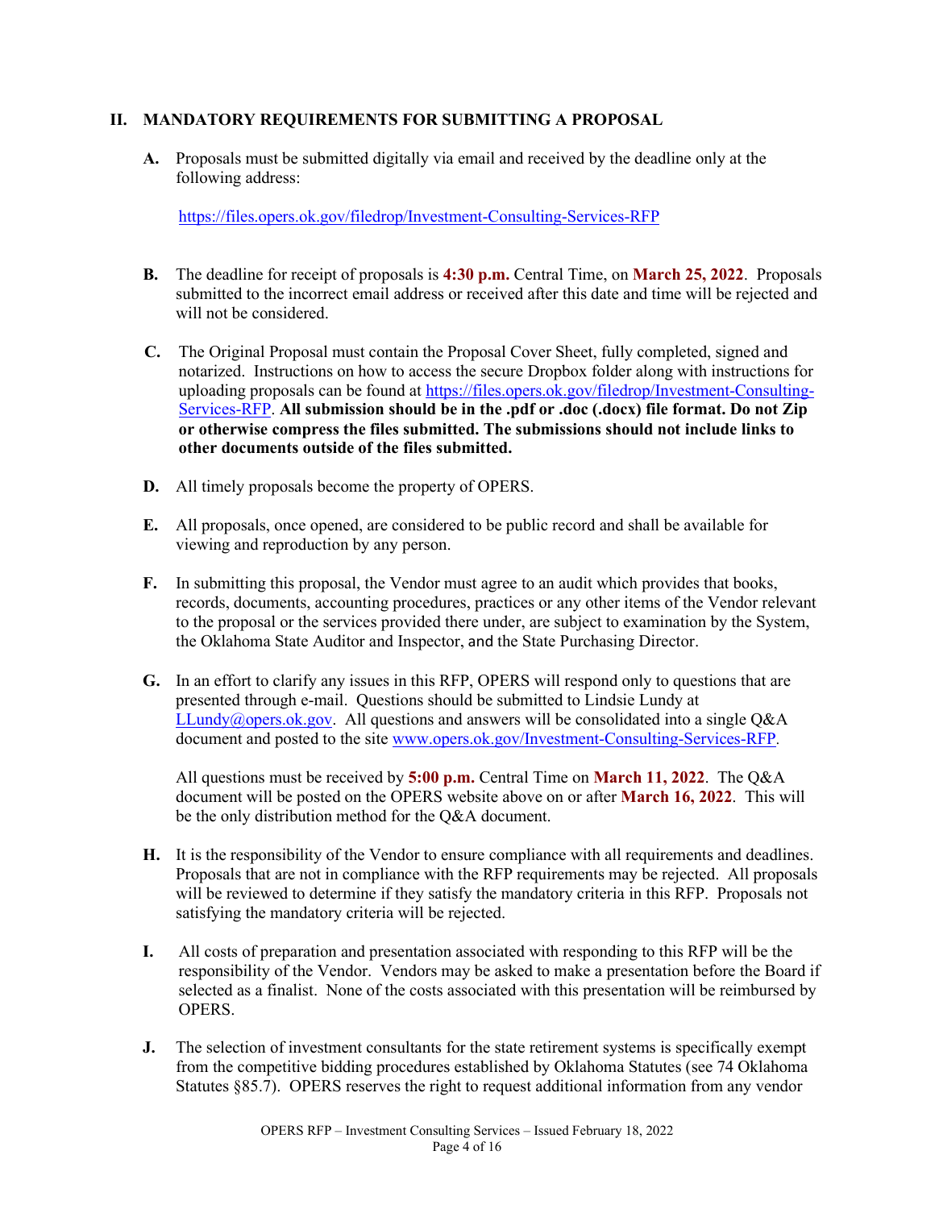## II. MANDATORY REQUIREMENTS FOR SUBMITTING A PROPOSAL

**A.** Proposals must be submitted digitally via email and received by the deadline only at the following address:

https://files.opers.ok.gov/filedrop/Investment-Consulting-Services-RFP

**B.** The deadline for receipt of proposals is **4:30 p.m.** Central Time, on **March 25, 2022**. Proposals submitted to the incorrect email address or received after this date and time will be rejected and will not be considered.

**C.** The Original Proposal must contain the Proposal Cover Sheet, fully completed, signed and notarized. Instructions on how to access the secure Dropbox folder along with instructions for uploading proposals can be found at https://files.opers.ok.gov/filedrop/Investment-Consulting-Services-RFP. **All submission should be in the .pdf or .doc (.docx) file format. Do not Zip or otherwise compress the files submitted. The submissions should not include links to other documents outside of the files submitted.**

**D.** All timely proposals become the property of OPERS.

**E.** All proposals, once opened, are considered to be public record and shall be available for viewing and reproduction by any person.

**F.** In submitting this proposal, the Vendor must agree to an audit which provides that books, records, documents, accounting procedures, practices or any other items of the Vendor relevant to the proposal or the services provided there under, are subject to examination by the System, the Oklahoma State Auditor and Inspector, and the State Purchasing Director.

**G.** In an effort to clarify any issues in this RFP, OPERS will respond only to questions that are presented through e-mail. Questions should be submitted to Lindsie Lundy at LLundy@opers.ok.gov. All questions and answers will be consolidated into a single Q&A document and posted to the site www.opers.ok.gov/Investment-Consulting-Services-RFP.

All questions must be received by **5:00 p.m.** Central Time on **March 11, 2022**. The Q&A document will be posted on the OPERS website above on or after **March 16, 2022**. This will be the only distribution method for the Q&A document.

**H.** It is the responsibility of the Vendor to ensure compliance with all requirements and deadlines. Proposals that are not in compliance with the RFP requirements may be rejected. All proposals will be reviewed to determine if they satisfy the mandatory criteria in this RFP. Proposals not satisfying the mandatory criteria will be rejected.

**I.** All costs of preparation and presentation associated with responding to this RFP will be the responsibility of the Vendor. Vendors may be asked to make a presentation before the Board if selected as a finalist. None of the costs associated with this presentation will be reimbursed by OPERS.

**J.** The selection of investment consultants for the state retirement systems is specifically exempt from the competitive bidding procedures established by Oklahoma Statutes (see 74 Oklahoma Statutes §85.7). OPERS reserves the right to request additional information from any vendor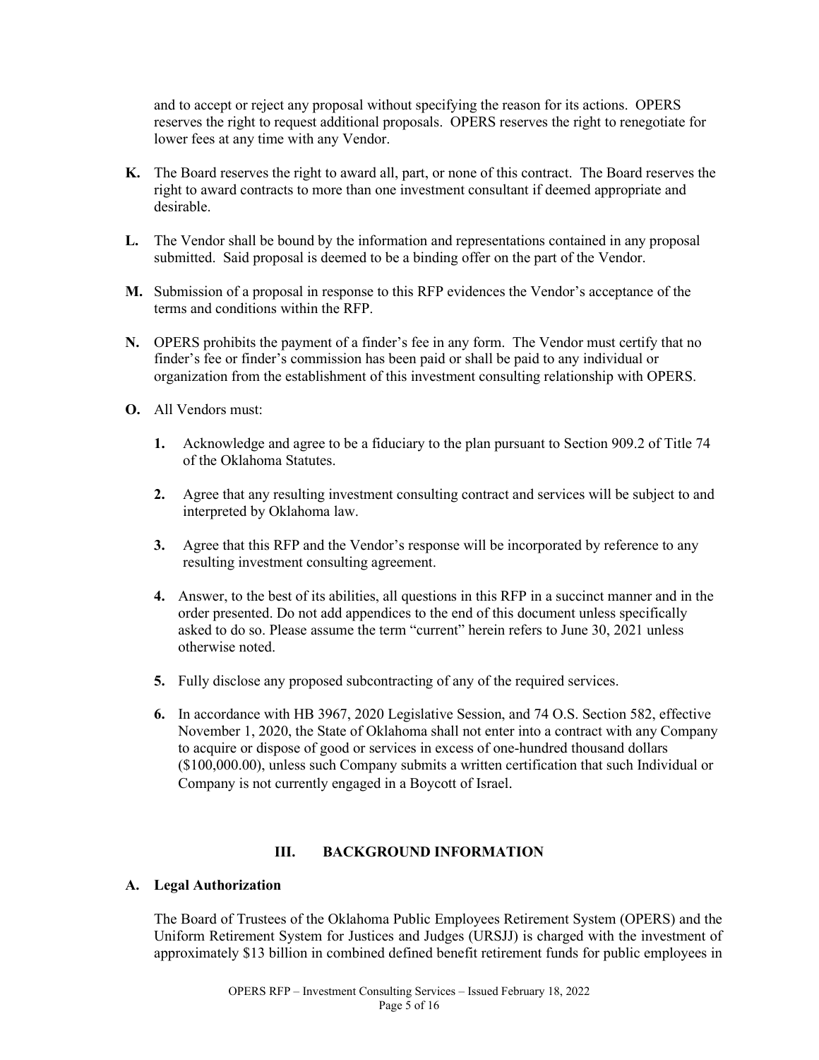and to accept or reject any proposal without specifying the reason for its actions. OPERS reserves the right to request additional proposals. OPERS reserves the right to renegotiate for lower fees at any time with any Vendor.

**K.** The Board reserves the right to award all, part, or none of this contract. The Board reserves the right to award contracts to more than one investment consultant if deemed appropriate and desirable.

**L.** The Vendor shall be bound by the information and representations contained in any proposal submitted. Said proposal is deemed to be a binding offer on the part of the Vendor.

**M.** Submission of a proposal in response to this RFP evidences the Vendor's acceptance of the terms and conditions within the RFP.

**N.** OPERS prohibits the payment of a finder's fee in any form. The Vendor must certify that no finder's fee or finder's commission has been paid or shall be paid to any individual or organization from the establishment of this investment consulting relationship with OPERS.

**O.** All Vendors must:

1. Acknowledge and agree to be a fiduciary to the plan pursuant to Section 909.2 of Title 74 of the Oklahoma Statutes.

2. Agree that any resulting investment consulting contract and services will be subject to and interpreted by Oklahoma law.

3. Agree that this RFP and the Vendor's response will be incorporated by reference to any resulting investment consulting agreement.

4. Answer, to the best of its abilities, all questions in this RFP in a succinct manner and in the order presented. Do not add appendices to the end of this document unless specifically asked to do so. Please assume the term "current" herein refers to June 30, 2021 unless otherwise noted.

5. Fully disclose any proposed subcontracting of any of the required services.

6. In accordance with HB 3967, 2020 Legislative Session, and 74 O.S. Section 582, effective November 1, 2020, the State of Oklahoma shall not enter into a contract with any Company to acquire or dispose of good or services in excess of one-hundred thousand dollars ($100,000.00), unless such Company submits a written certification that such Individual or Company is not currently engaged in a Boycott of Israel.

## III. BACKGROUND INFORMATION

### A. Legal Authorization

The Board of Trustees of the Oklahoma Public Employees Retirement System (OPERS) and the Uniform Retirement System for Justices and Judges (URSJJ) is charged with the investment of approximately $13 billion in combined defined benefit retirement funds for public employees in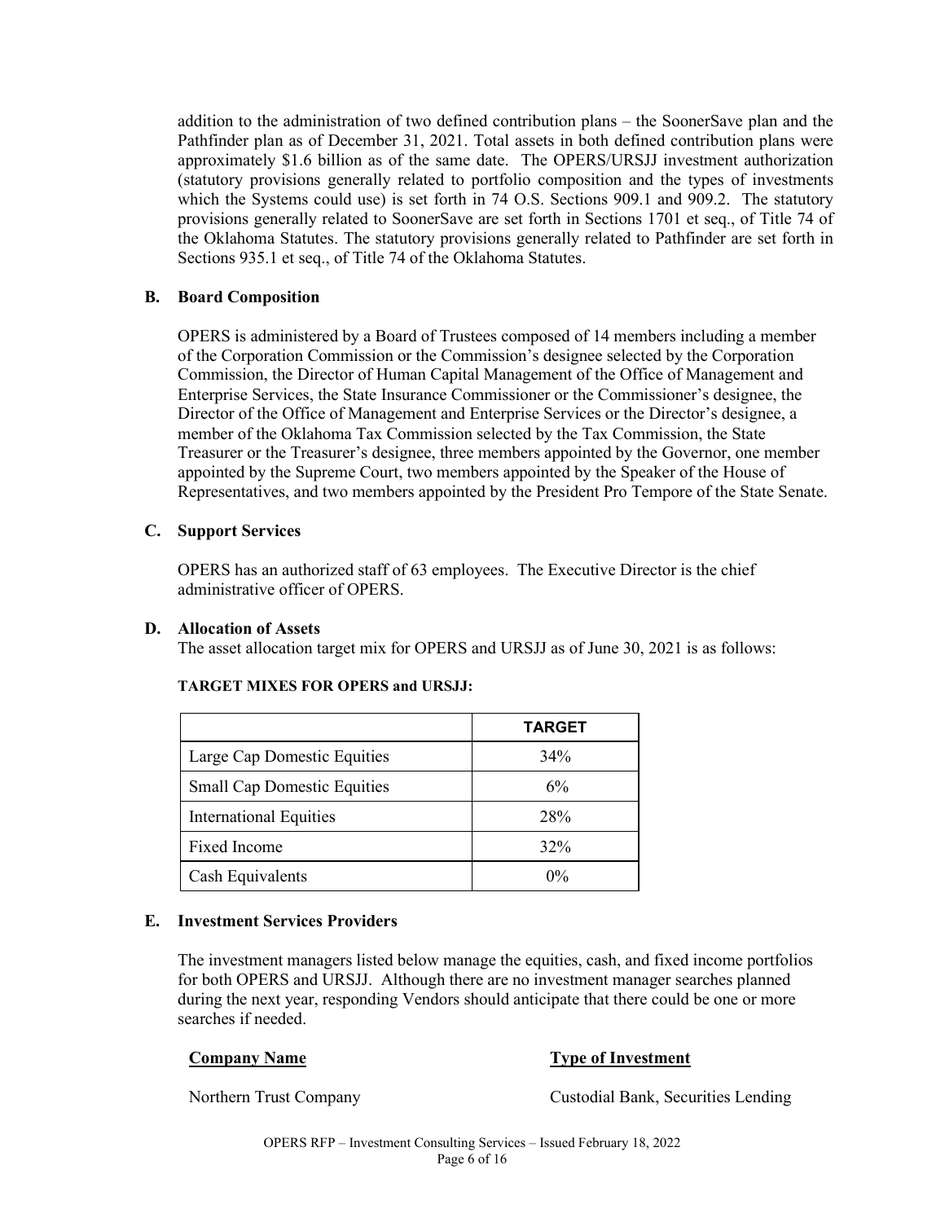addition to the administration of two defined contribution plans – the SoonerSave plan and the Pathfinder plan as of December 31, 2021. Total assets in both defined contribution plans were approximately $1.6 billion as of the same date. The OPERS/URSJJ investment authorization (statutory provisions generally related to portfolio composition and the types of investments which the Systems could use) is set forth in 74 O.S. Sections 909.1 and 909.2. The statutory provisions generally related to SoonerSave are set forth in Sections 1701 et seq., of Title 74 of the Oklahoma Statutes. The statutory provisions generally related to Pathfinder are set forth in Sections 935.1 et seq., of Title 74 of the Oklahoma Statutes.

### B. Board Composition

OPERS is administered by a Board of Trustees composed of 14 members including a member of the Corporation Commission or the Commission's designee selected by the Corporation Commission, the Director of Human Capital Management of the Office of Management and Enterprise Services, the State Insurance Commissioner or the Commissioner's designee, the Director of the Office of Management and Enterprise Services or the Director's designee, a member of the Oklahoma Tax Commission selected by the Tax Commission, the State Treasurer or the Treasurer's designee, three members appointed by the Governor, one member appointed by the Supreme Court, two members appointed by the Speaker of the House of Representatives, and two members appointed by the President Pro Tempore of the State Senate.

### C. Support Services

OPERS has an authorized staff of 63 employees. The Executive Director is the chief administrative officer of OPERS.

### D. Allocation of Assets

The asset allocation target mix for OPERS and URSJJ as of June 30, 2021 is as follows:

**TARGET MIXES FOR OPERS and URSJJ:**

| | TARGET |
|---|---|
| Large Cap Domestic Equities | 34% |
| Small Cap Domestic Equities | 6% |
| International Equities | 28% |
| Fixed Income | 32% |
| Cash Equivalents | 0% |

### E. Investment Services Providers

The investment managers listed below manage the equities, cash, and fixed income portfolios for both OPERS and URSJJ. Although there are no investment manager searches planned during the next year, responding Vendors should anticipate that there could be one or more searches if needed.

| Company Name | Type of Investment |
|---|---|
| Northern Trust Company | Custodial Bank, Securities Lending |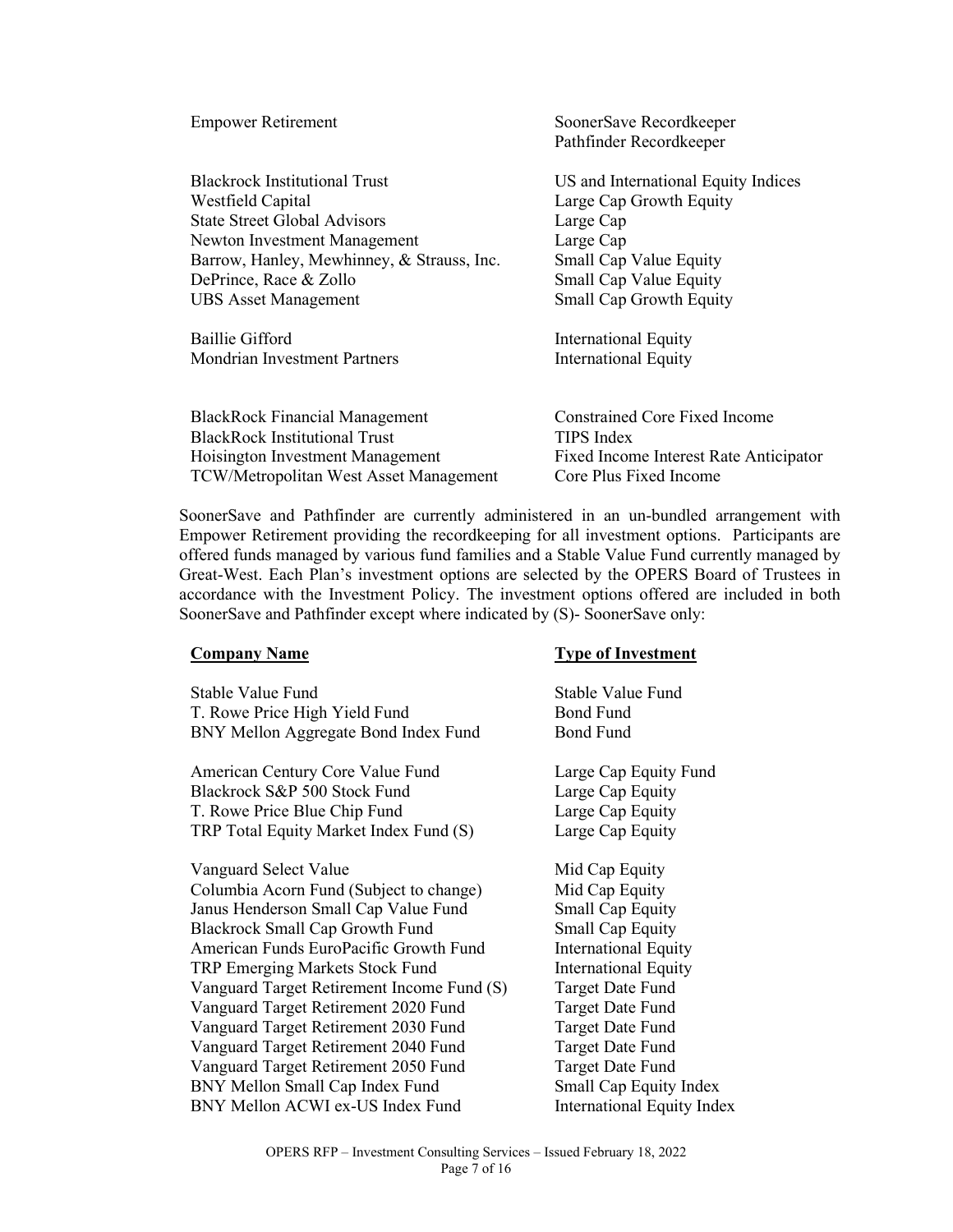| | |
|---|---|
| Empower Retirement | SoonerSave Recordkeeper<br>Pathfinder Recordkeeper |
| Blackrock Institutional Trust | US and International Equity Indices |
| Westfield Capital | Large Cap Growth Equity |
| State Street Global Advisors | Large Cap |
| Newton Investment Management | Large Cap |
| Barrow, Hanley, Mewhinney, & Strauss, Inc. | Small Cap Value Equity |
| DePrince, Race & Zollo | Small Cap Value Equity |
| UBS Asset Management | Small Cap Growth Equity |
| Baillie Gifford | International Equity |
| Mondrian Investment Partners | International Equity |
| BlackRock Financial Management | Constrained Core Fixed Income |
| BlackRock Institutional Trust | TIPS Index |
| Hoisington Investment Management | Fixed Income Interest Rate Anticipator |
| TCW/Metropolitan West Asset Management | Core Plus Fixed Income |

SoonerSave and Pathfinder are currently administered in an un-bundled arrangement with Empower Retirement providing the recordkeeping for all investment options. Participants are offered funds managed by various fund families and a Stable Value Fund currently managed by Great-West. Each Plan's investment options are selected by the OPERS Board of Trustees in accordance with the Investment Policy. The investment options offered are included in both SoonerSave and Pathfinder except where indicated by (S)- SoonerSave only:

| **Company Name** | **Type of Investment** |
|---|---|
| Stable Value Fund | Stable Value Fund |
| T. Rowe Price High Yield Fund | Bond Fund |
| BNY Mellon Aggregate Bond Index Fund | Bond Fund |
| American Century Core Value Fund | Large Cap Equity Fund |
| Blackrock S&P 500 Stock Fund | Large Cap Equity |
| T. Rowe Price Blue Chip Fund | Large Cap Equity |
| TRP Total Equity Market Index Fund (S) | Large Cap Equity |
| Vanguard Select Value | Mid Cap Equity |
| Columbia Acorn Fund (Subject to change) | Mid Cap Equity |
| Janus Henderson Small Cap Value Fund | Small Cap Equity |
| Blackrock Small Cap Growth Fund | Small Cap Equity |
| American Funds EuroPacific Growth Fund | International Equity |
| TRP Emerging Markets Stock Fund | International Equity |
| Vanguard Target Retirement Income Fund (S) | Target Date Fund |
| Vanguard Target Retirement 2020 Fund | Target Date Fund |
| Vanguard Target Retirement 2030 Fund | Target Date Fund |
| Vanguard Target Retirement 2040 Fund | Target Date Fund |
| Vanguard Target Retirement 2050 Fund | Target Date Fund |
| BNY Mellon Small Cap Index Fund | Small Cap Equity Index |
| BNY Mellon ACWI ex-US Index Fund | International Equity Index |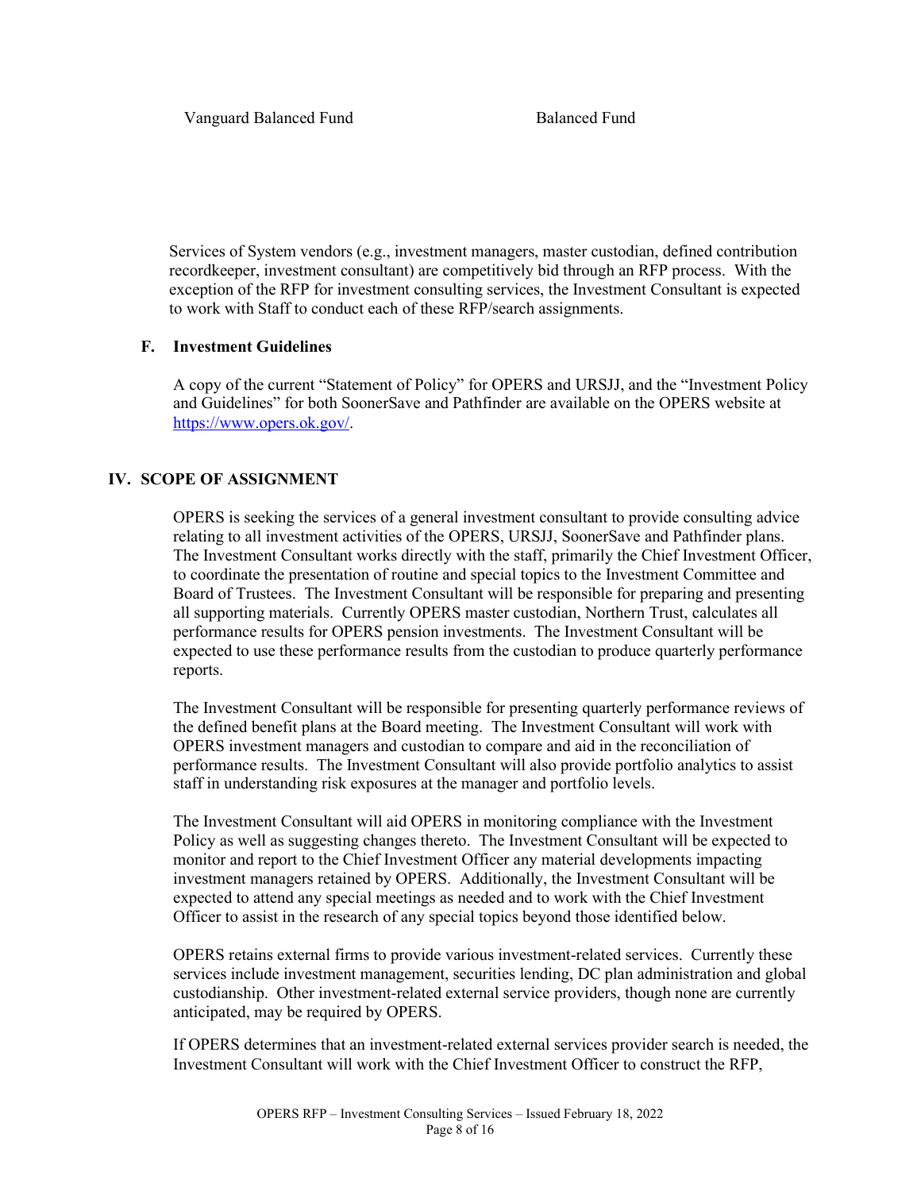| Vanguard Balanced Fund | Balanced Fund |
|---|---|

Services of System vendors (e.g., investment managers, master custodian, defined contribution recordkeeper, investment consultant) are competitively bid through an RFP process. With the exception of the RFP for investment consulting services, the Investment Consultant is expected to work with Staff to conduct each of these RFP/search assignments.

### F. Investment Guidelines

A copy of the current "Statement of Policy" for OPERS and URSJJ, and the "Investment Policy and Guidelines" for both SoonerSave and Pathfinder are available on the OPERS website at https://www.opers.ok.gov/.

## IV. SCOPE OF ASSIGNMENT

OPERS is seeking the services of a general investment consultant to provide consulting advice relating to all investment activities of the OPERS, URSJJ, SoonerSave and Pathfinder plans. The Investment Consultant works directly with the staff, primarily the Chief Investment Officer, to coordinate the presentation of routine and special topics to the Investment Committee and Board of Trustees. The Investment Consultant will be responsible for preparing and presenting all supporting materials. Currently OPERS master custodian, Northern Trust, calculates all performance results for OPERS pension investments. The Investment Consultant will be expected to use these performance results from the custodian to produce quarterly performance reports.

The Investment Consultant will be responsible for presenting quarterly performance reviews of the defined benefit plans at the Board meeting. The Investment Consultant will work with OPERS investment managers and custodian to compare and aid in the reconciliation of performance results. The Investment Consultant will also provide portfolio analytics to assist staff in understanding risk exposures at the manager and portfolio levels.

The Investment Consultant will aid OPERS in monitoring compliance with the Investment Policy as well as suggesting changes thereto. The Investment Consultant will be expected to monitor and report to the Chief Investment Officer any material developments impacting investment managers retained by OPERS. Additionally, the Investment Consultant will be expected to attend any special meetings as needed and to work with the Chief Investment Officer to assist in the research of any special topics beyond those identified below.

OPERS retains external firms to provide various investment-related services. Currently these services include investment management, securities lending, DC plan administration and global custodianship. Other investment-related external service providers, though none are currently anticipated, may be required by OPERS.

If OPERS determines that an investment-related external services provider search is needed, the Investment Consultant will work with the Chief Investment Officer to construct the RFP,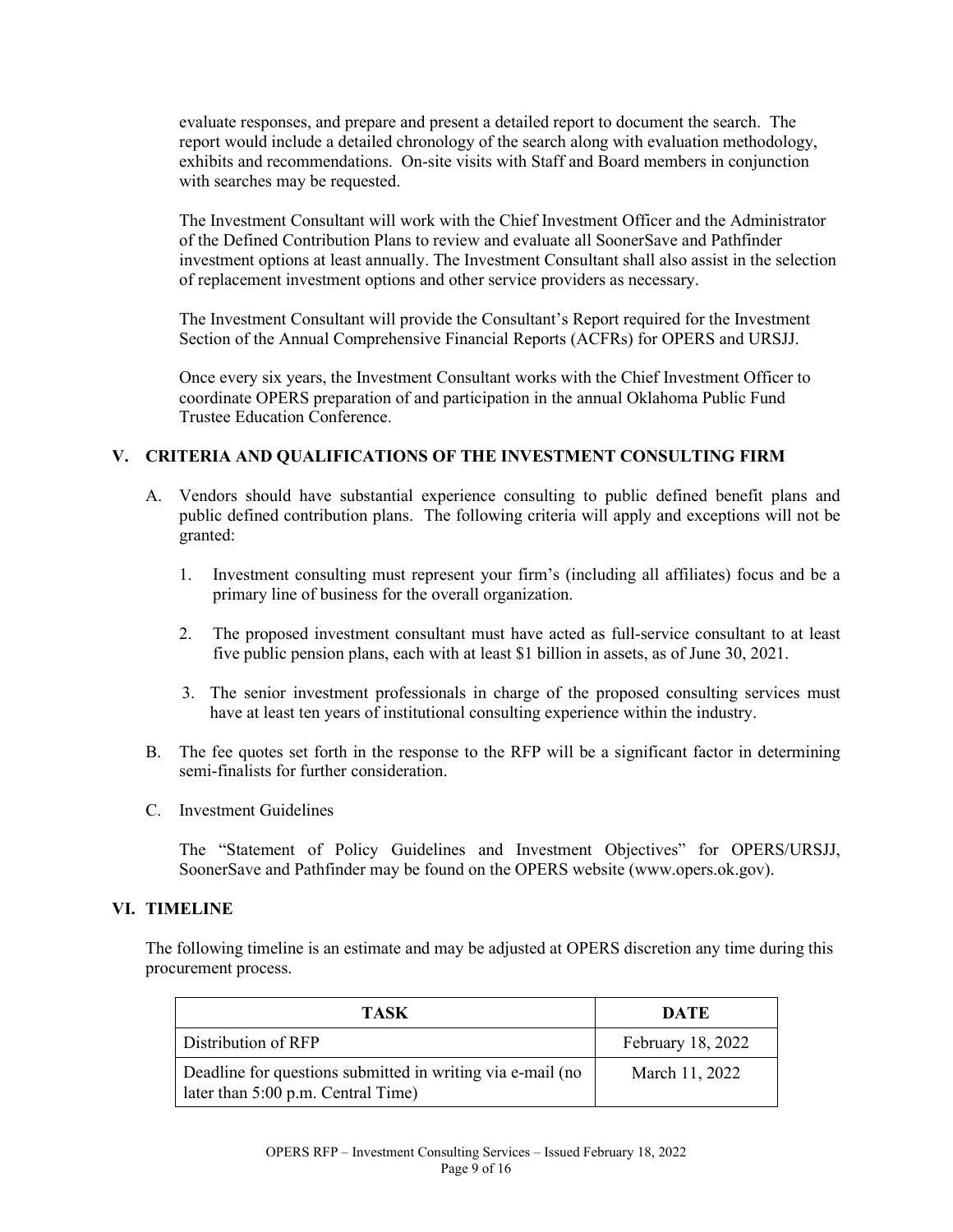evaluate responses, and prepare and present a detailed report to document the search. The report would include a detailed chronology of the search along with evaluation methodology, exhibits and recommendations. On-site visits with Staff and Board members in conjunction with searches may be requested.

The Investment Consultant will work with the Chief Investment Officer and the Administrator of the Defined Contribution Plans to review and evaluate all SoonerSave and Pathfinder investment options at least annually. The Investment Consultant shall also assist in the selection of replacement investment options and other service providers as necessary.

The Investment Consultant will provide the Consultant's Report required for the Investment Section of the Annual Comprehensive Financial Reports (ACFRs) for OPERS and URSJJ.

Once every six years, the Investment Consultant works with the Chief Investment Officer to coordinate OPERS preparation of and participation in the annual Oklahoma Public Fund Trustee Education Conference.

## V. CRITERIA AND QUALIFICATIONS OF THE INVESTMENT CONSULTING FIRM

A. Vendors should have substantial experience consulting to public defined benefit plans and public defined contribution plans. The following criteria will apply and exceptions will not be granted:

   1. Investment consulting must represent your firm's (including all affiliates) focus and be a primary line of business for the overall organization.

   2. The proposed investment consultant must have acted as full-service consultant to at least five public pension plans, each with at least $1 billion in assets, as of June 30, 2021.

   3. The senior investment professionals in charge of the proposed consulting services must have at least ten years of institutional consulting experience within the industry.

B. The fee quotes set forth in the response to the RFP will be a significant factor in determining semi-finalists for further consideration.

C. Investment Guidelines

   The "Statement of Policy Guidelines and Investment Objectives" for OPERS/URSJJ, SoonerSave and Pathfinder may be found on the OPERS website (www.opers.ok.gov).

## VI. TIMELINE

The following timeline is an estimate and may be adjusted at OPERS discretion any time during this procurement process.

| TASK | DATE |
| --- | --- |
| Distribution of RFP | February 18, 2022 |
| Deadline for questions submitted in writing via e-mail (no later than 5:00 p.m. Central Time) | March 11, 2022 |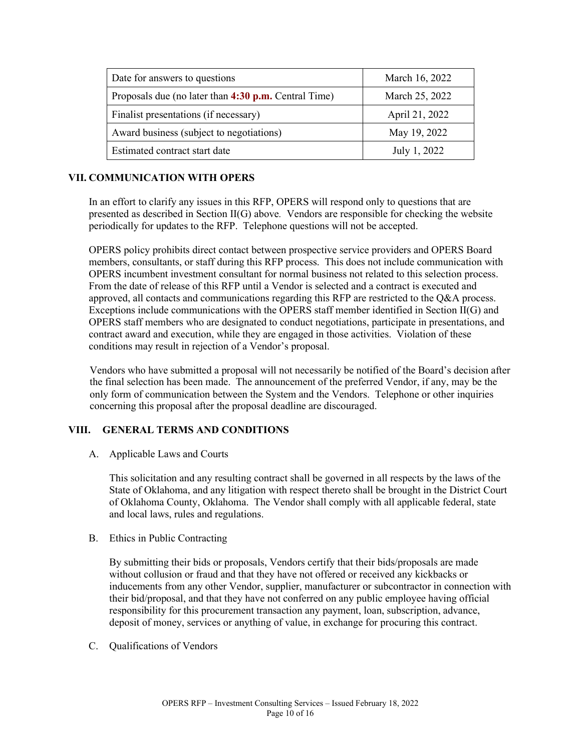| Date for answers to questions | March 16, 2022 |
|---|---|
| Proposals due (no later than **4:30 p.m.** Central Time) | March 25, 2022 |
| Finalist presentations (if necessary) | April 21, 2022 |
| Award business (subject to negotiations) | May 19, 2022 |
| Estimated contract start date | July 1, 2022 |

## VII. COMMUNICATION WITH OPERS

In an effort to clarify any issues in this RFP, OPERS will respond only to questions that are presented as described in Section II(G) above. Vendors are responsible for checking the website periodically for updates to the RFP. Telephone questions will not be accepted.

OPERS policy prohibits direct contact between prospective service providers and OPERS Board members, consultants, or staff during this RFP process. This does not include communication with OPERS incumbent investment consultant for normal business not related to this selection process. From the date of release of this RFP until a Vendor is selected and a contract is executed and approved, all contacts and communications regarding this RFP are restricted to the Q&A process. Exceptions include communications with the OPERS staff member identified in Section II(G) and OPERS staff members who are designated to conduct negotiations, participate in presentations, and contract award and execution, while they are engaged in those activities. Violation of these conditions may result in rejection of a Vendor's proposal.

Vendors who have submitted a proposal will not necessarily be notified of the Board's decision after the final selection has been made. The announcement of the preferred Vendor, if any, may be the only form of communication between the System and the Vendors. Telephone or other inquiries concerning this proposal after the proposal deadline are discouraged.

## VIII. GENERAL TERMS AND CONDITIONS

A. Applicable Laws and Courts

This solicitation and any resulting contract shall be governed in all respects by the laws of the State of Oklahoma, and any litigation with respect thereto shall be brought in the District Court of Oklahoma County, Oklahoma. The Vendor shall comply with all applicable federal, state and local laws, rules and regulations.

B. Ethics in Public Contracting

By submitting their bids or proposals, Vendors certify that their bids/proposals are made without collusion or fraud and that they have not offered or received any kickbacks or inducements from any other Vendor, supplier, manufacturer or subcontractor in connection with their bid/proposal, and that they have not conferred on any public employee having official responsibility for this procurement transaction any payment, loan, subscription, advance, deposit of money, services or anything of value, in exchange for procuring this contract.

C. Qualifications of Vendors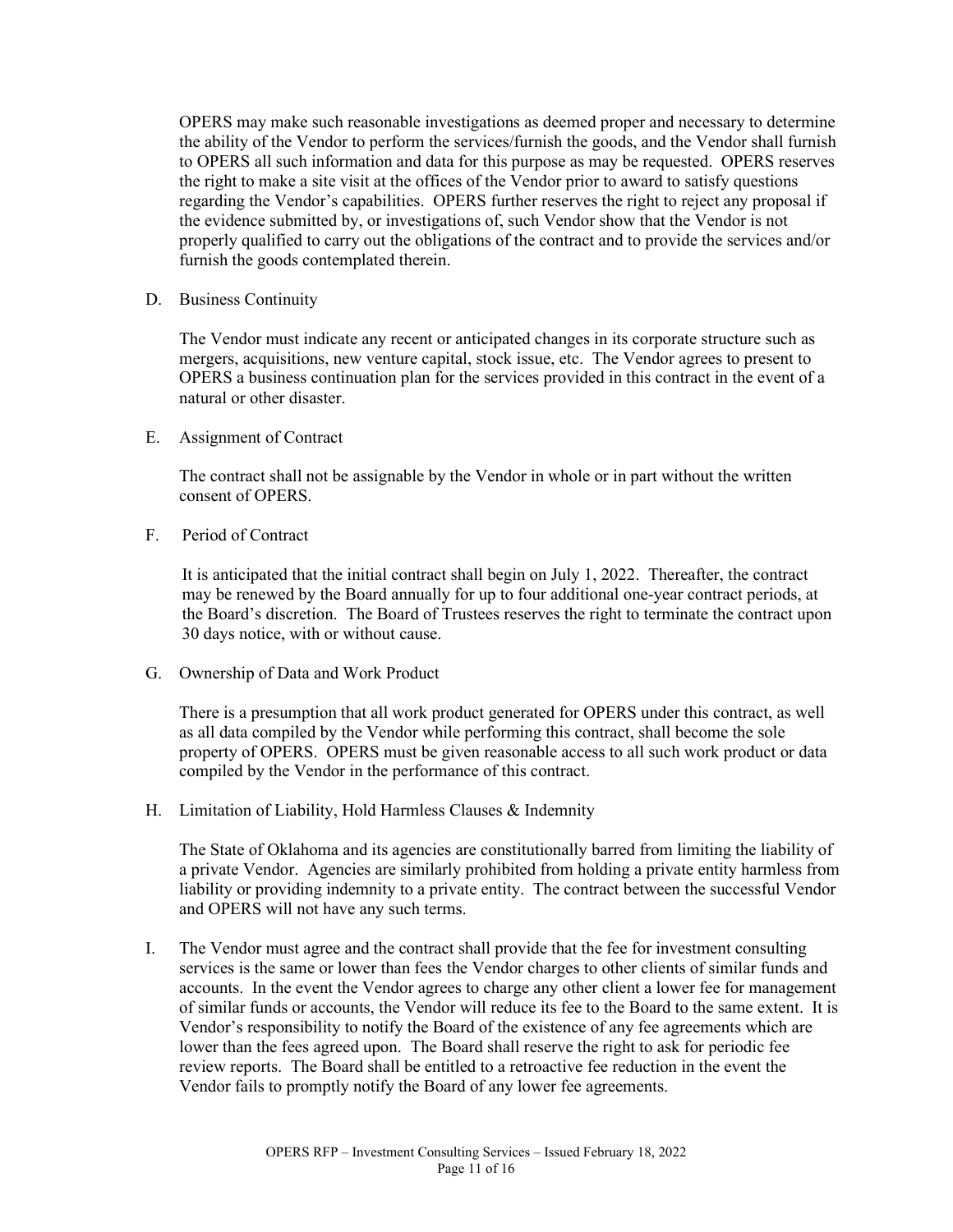OPERS may make such reasonable investigations as deemed proper and necessary to determine the ability of the Vendor to perform the services/furnish the goods, and the Vendor shall furnish to OPERS all such information and data for this purpose as may be requested. OPERS reserves the right to make a site visit at the offices of the Vendor prior to award to satisfy questions regarding the Vendor's capabilities. OPERS further reserves the right to reject any proposal if the evidence submitted by, or investigations of, such Vendor show that the Vendor is not properly qualified to carry out the obligations of the contract and to provide the services and/or furnish the goods contemplated therein.

D. Business Continuity

The Vendor must indicate any recent or anticipated changes in its corporate structure such as mergers, acquisitions, new venture capital, stock issue, etc. The Vendor agrees to present to OPERS a business continuation plan for the services provided in this contract in the event of a natural or other disaster.

E. Assignment of Contract

The contract shall not be assignable by the Vendor in whole or in part without the written consent of OPERS.

F. Period of Contract

It is anticipated that the initial contract shall begin on July 1, 2022. Thereafter, the contract may be renewed by the Board annually for up to four additional one-year contract periods, at the Board's discretion. The Board of Trustees reserves the right to terminate the contract upon 30 days notice, with or without cause.

G. Ownership of Data and Work Product

There is a presumption that all work product generated for OPERS under this contract, as well as all data compiled by the Vendor while performing this contract, shall become the sole property of OPERS. OPERS must be given reasonable access to all such work product or data compiled by the Vendor in the performance of this contract.

H. Limitation of Liability, Hold Harmless Clauses & Indemnity

The State of Oklahoma and its agencies are constitutionally barred from limiting the liability of a private Vendor. Agencies are similarly prohibited from holding a private entity harmless from liability or providing indemnity to a private entity. The contract between the successful Vendor and OPERS will not have any such terms.

I. The Vendor must agree and the contract shall provide that the fee for investment consulting services is the same or lower than fees the Vendor charges to other clients of similar funds and accounts. In the event the Vendor agrees to charge any other client a lower fee for management of similar funds or accounts, the Vendor will reduce its fee to the Board to the same extent. It is Vendor's responsibility to notify the Board of the existence of any fee agreements which are lower than the fees agreed upon. The Board shall reserve the right to ask for periodic fee review reports. The Board shall be entitled to a retroactive fee reduction in the event the Vendor fails to promptly notify the Board of any lower fee agreements.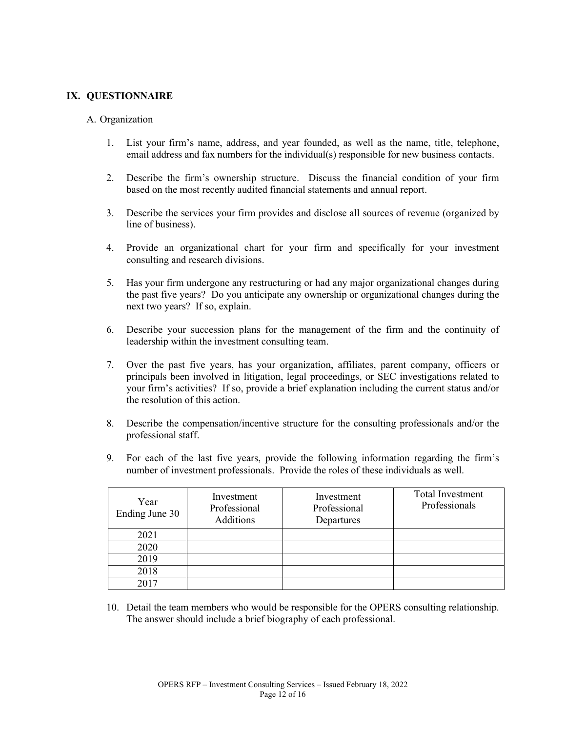## IX. QUESTIONNAIRE

A. Organization

1. List your firm's name, address, and year founded, as well as the name, title, telephone, email address and fax numbers for the individual(s) responsible for new business contacts.

2. Describe the firm's ownership structure. Discuss the financial condition of your firm based on the most recently audited financial statements and annual report.

3. Describe the services your firm provides and disclose all sources of revenue (organized by line of business).

4. Provide an organizational chart for your firm and specifically for your investment consulting and research divisions.

5. Has your firm undergone any restructuring or had any major organizational changes during the past five years? Do you anticipate any ownership or organizational changes during the next two years? If so, explain.

6. Describe your succession plans for the management of the firm and the continuity of leadership within the investment consulting team.

7. Over the past five years, has your organization, affiliates, parent company, officers or principals been involved in litigation, legal proceedings, or SEC investigations related to your firm's activities? If so, provide a brief explanation including the current status and/or the resolution of this action.

8. Describe the compensation/incentive structure for the consulting professionals and/or the professional staff.

9. For each of the last five years, provide the following information regarding the firm's number of investment professionals. Provide the roles of these individuals as well.

| Year Ending June 30 | Investment Professional Additions | Investment Professional Departures | Total Investment Professionals |
|---|---|---|---|
| 2021 | | | |
| 2020 | | | |
| 2019 | | | |
| 2018 | | | |
| 2017 | | | |

10. Detail the team members who would be responsible for the OPERS consulting relationship. The answer should include a brief biography of each professional.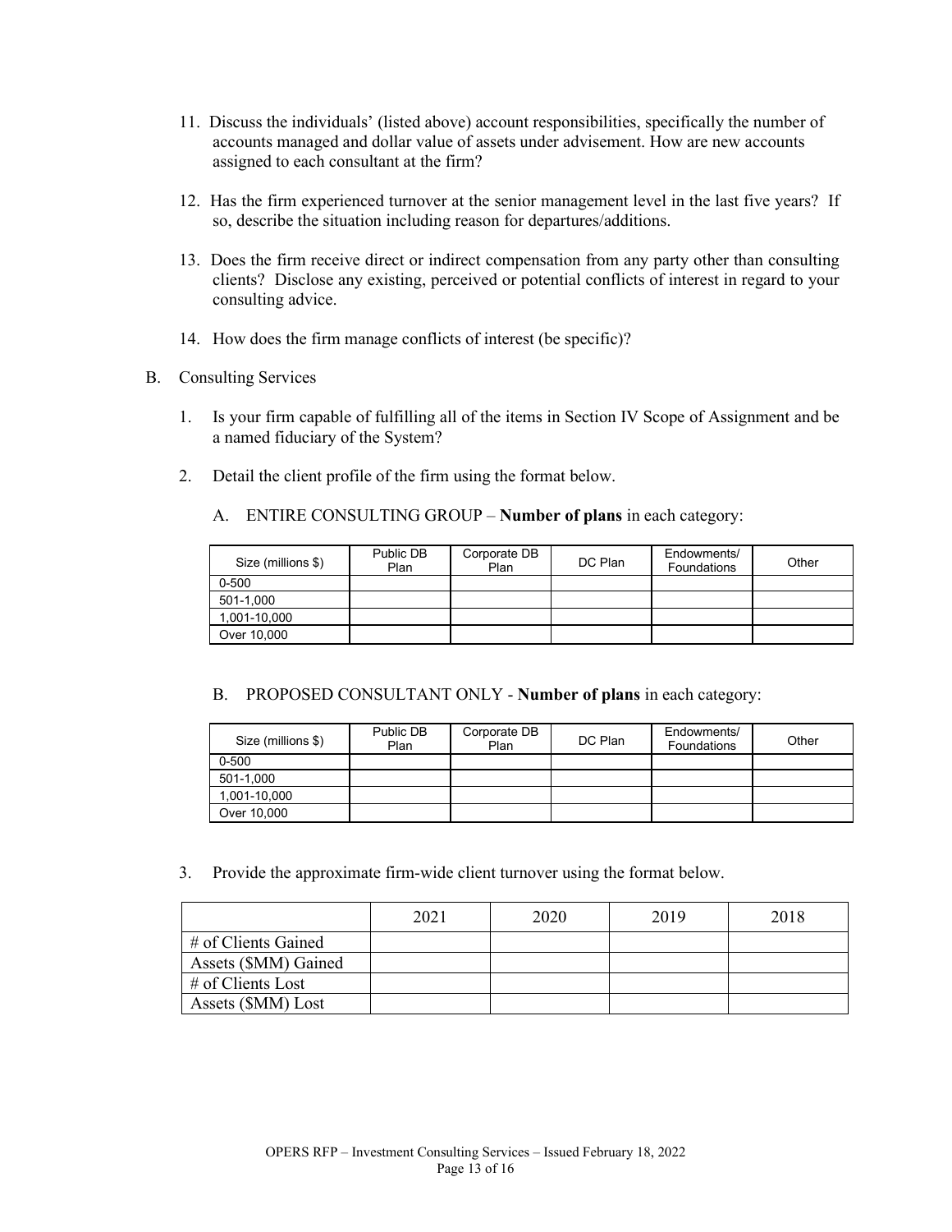11. Discuss the individuals' (listed above) account responsibilities, specifically the number of accounts managed and dollar value of assets under advisement. How are new accounts assigned to each consultant at the firm?

12. Has the firm experienced turnover at the senior management level in the last five years? If so, describe the situation including reason for departures/additions.

13. Does the firm receive direct or indirect compensation from any party other than consulting clients? Disclose any existing, perceived or potential conflicts of interest in regard to your consulting advice.

14. How does the firm manage conflicts of interest (be specific)?

B. Consulting Services

1. Is your firm capable of fulfilling all of the items in Section IV Scope of Assignment and be a named fiduciary of the System?

2. Detail the client profile of the firm using the format below.

   A. ENTIRE CONSULTING GROUP – **Number of plans** in each category:

| Size (millions $) | Public DB Plan | Corporate DB Plan | DC Plan | Endowments/ Foundations | Other |
|---|---|---|---|---|---|
| 0-500 | | | | | |
| 501-1,000 | | | | | |
| 1,001-10,000 | | | | | |
| Over 10,000 | | | | | |

   B. PROPOSED CONSULTANT ONLY - **Number of plans** in each category:

| Size (millions $) | Public DB Plan | Corporate DB Plan | DC Plan | Endowments/ Foundations | Other |
|---|---|---|---|---|---|
| 0-500 | | | | | |
| 501-1,000 | | | | | |
| 1,001-10,000 | | | | | |
| Over 10,000 | | | | | |

3. Provide the approximate firm-wide client turnover using the format below.

| | 2021 | 2020 | 2019 | 2018 |
|---|---|---|---|---|
| # of Clients Gained | | | | |
| Assets ($MM) Gained | | | | |
| # of Clients Lost | | | | |
| Assets ($MM) Lost | | | | |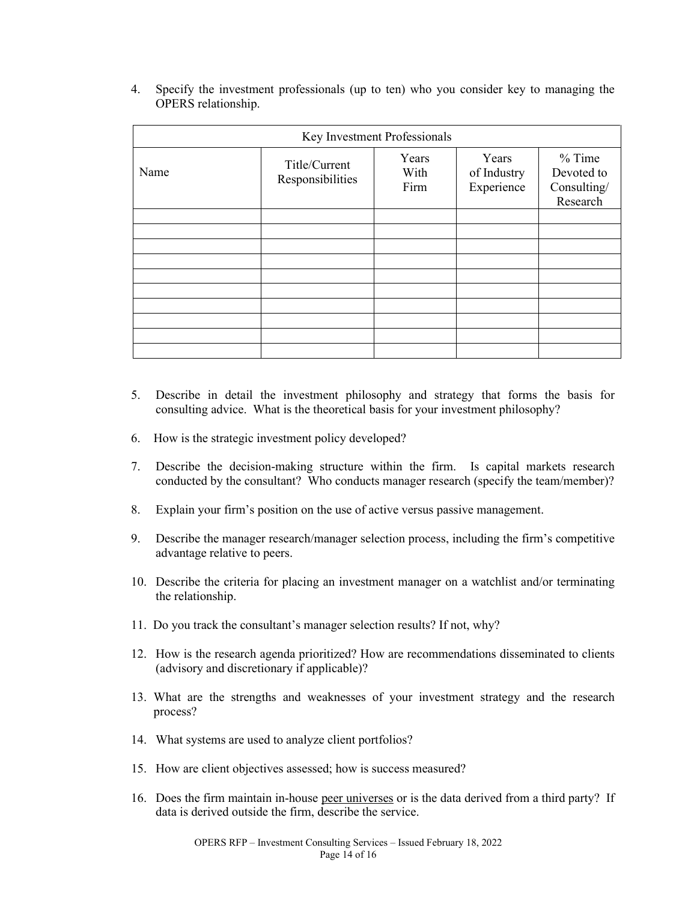4. Specify the investment professionals (up to ten) who you consider key to managing the OPERS relationship.

| Key Investment Professionals | | | | |
|---|---|---|---|---|
| Name | Title/Current Responsibilities | Years With Firm | Years of Industry Experience | % Time Devoted to Consulting/ Research |
| | | | | |
| | | | | |
| | | | | |
| | | | | |
| | | | | |
| | | | | |
| | | | | |
| | | | | |
| | | | | |
| | | | | |

5. Describe in detail the investment philosophy and strategy that forms the basis for consulting advice. What is the theoretical basis for your investment philosophy?

6. How is the strategic investment policy developed?

7. Describe the decision-making structure within the firm. Is capital markets research conducted by the consultant? Who conducts manager research (specify the team/member)?

8. Explain your firm's position on the use of active versus passive management.

9. Describe the manager research/manager selection process, including the firm's competitive advantage relative to peers.

10. Describe the criteria for placing an investment manager on a watchlist and/or terminating the relationship.

11. Do you track the consultant's manager selection results? If not, why?

12. How is the research agenda prioritized? How are recommendations disseminated to clients (advisory and discretionary if applicable)?

13. What are the strengths and weaknesses of your investment strategy and the research process?

14. What systems are used to analyze client portfolios?

15. How are client objectives assessed; how is success measured?

16. Does the firm maintain in-house peer universes or is the data derived from a third party? If data is derived outside the firm, describe the service.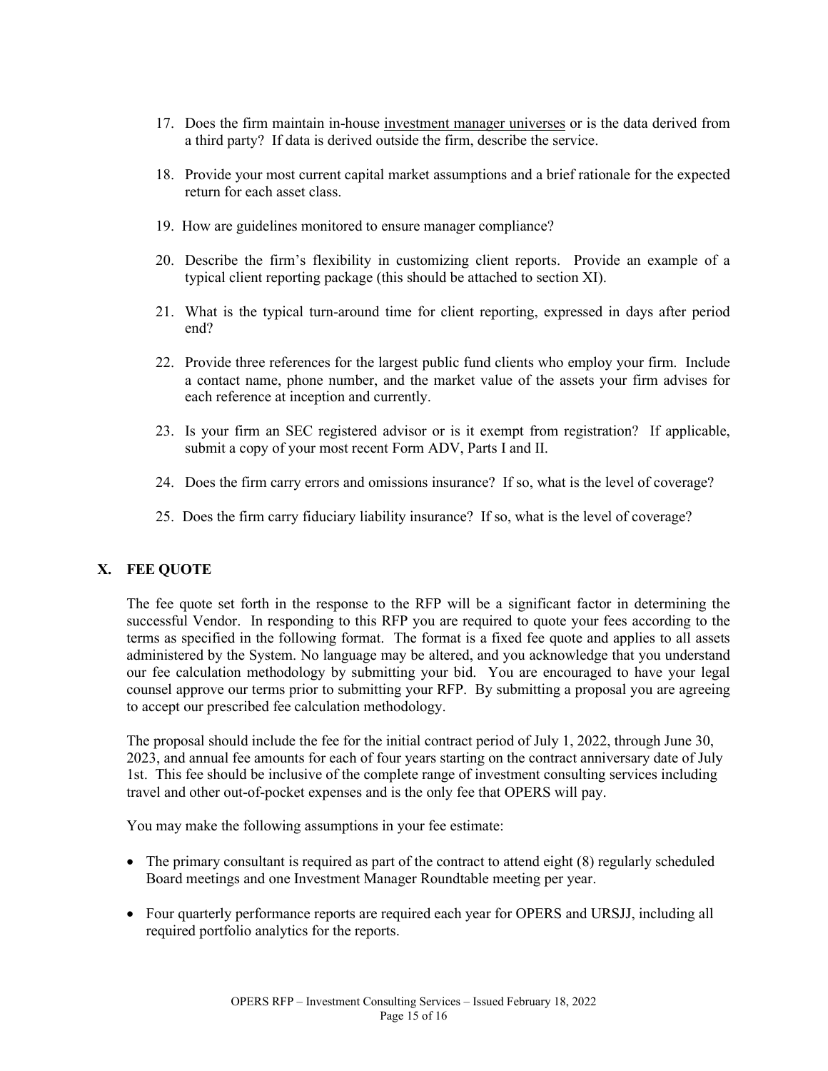17. Does the firm maintain in-house investment manager universes or is the data derived from a third party? If data is derived outside the firm, describe the service.

18. Provide your most current capital market assumptions and a brief rationale for the expected return for each asset class.

19. How are guidelines monitored to ensure manager compliance?

20. Describe the firm's flexibility in customizing client reports. Provide an example of a typical client reporting package (this should be attached to section XI).

21. What is the typical turn-around time for client reporting, expressed in days after period end?

22. Provide three references for the largest public fund clients who employ your firm. Include a contact name, phone number, and the market value of the assets your firm advises for each reference at inception and currently.

23. Is your firm an SEC registered advisor or is it exempt from registration? If applicable, submit a copy of your most recent Form ADV, Parts I and II.

24. Does the firm carry errors and omissions insurance? If so, what is the level of coverage?

25. Does the firm carry fiduciary liability insurance? If so, what is the level of coverage?

## X. FEE QUOTE

The fee quote set forth in the response to the RFP will be a significant factor in determining the successful Vendor. In responding to this RFP you are required to quote your fees according to the terms as specified in the following format. The format is a fixed fee quote and applies to all assets administered by the System. No language may be altered, and you acknowledge that you understand our fee calculation methodology by submitting your bid. You are encouraged to have your legal counsel approve our terms prior to submitting your RFP. By submitting a proposal you are agreeing to accept our prescribed fee calculation methodology.

The proposal should include the fee for the initial contract period of July 1, 2022, through June 30, 2023, and annual fee amounts for each of four years starting on the contract anniversary date of July 1st. This fee should be inclusive of the complete range of investment consulting services including travel and other out-of-pocket expenses and is the only fee that OPERS will pay.

You may make the following assumptions in your fee estimate:

- The primary consultant is required as part of the contract to attend eight (8) regularly scheduled Board meetings and one Investment Manager Roundtable meeting per year.

- Four quarterly performance reports are required each year for OPERS and URSJJ, including all required portfolio analytics for the reports.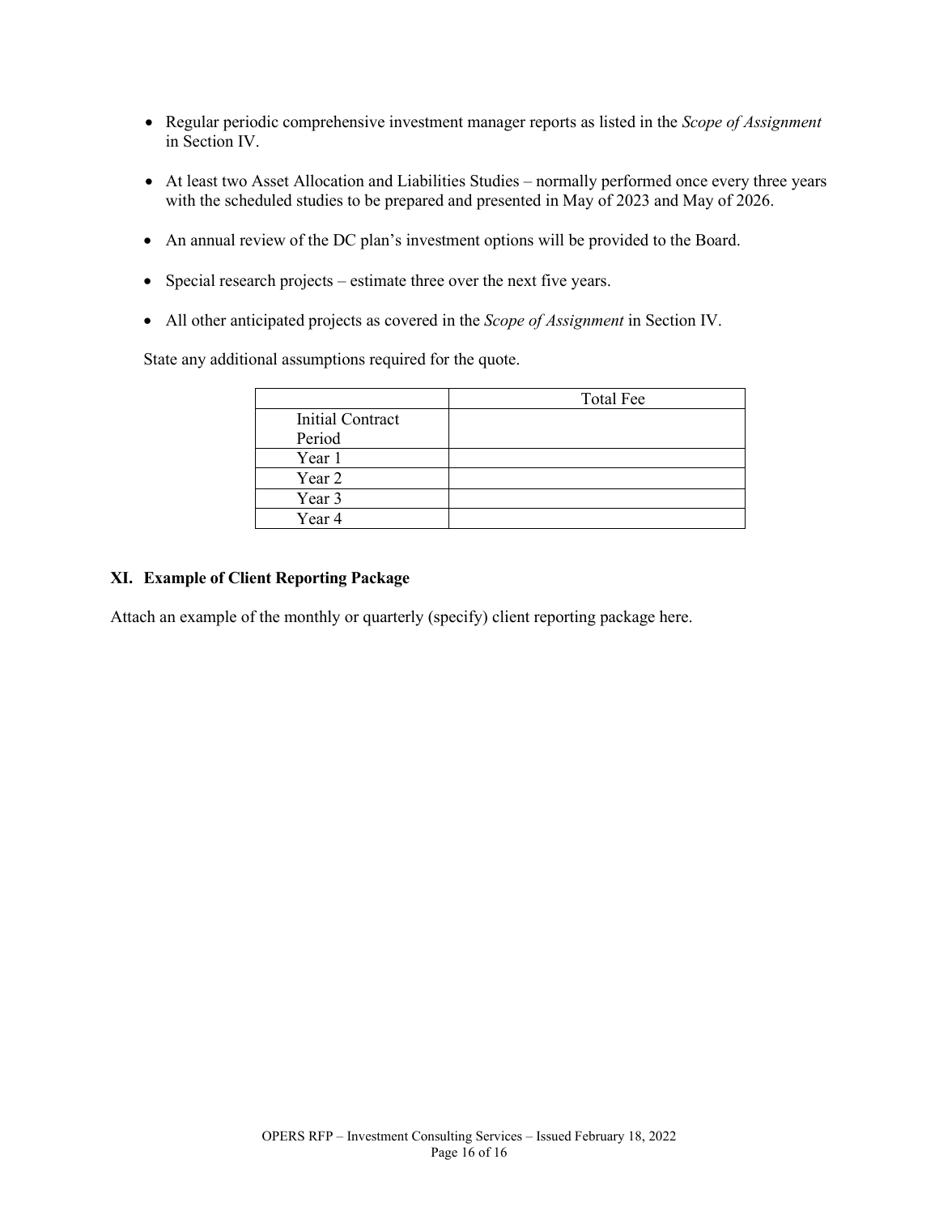- Regular periodic comprehensive investment manager reports as listed in the *Scope of Assignment* in Section IV.

- At least two Asset Allocation and Liabilities Studies – normally performed once every three years with the scheduled studies to be prepared and presented in May of 2023 and May of 2026.

- An annual review of the DC plan's investment options will be provided to the Board.

- Special research projects – estimate three over the next five years.

- All other anticipated projects as covered in the *Scope of Assignment* in Section IV.

State any additional assumptions required for the quote.

| | Total Fee |
|---|---|
| Initial Contract Period | |
| Year 1 | |
| Year 2 | |
| Year 3 | |
| Year 4 | |

## XI. Example of Client Reporting Package

Attach an example of the monthly or quarterly (specify) client reporting package here.